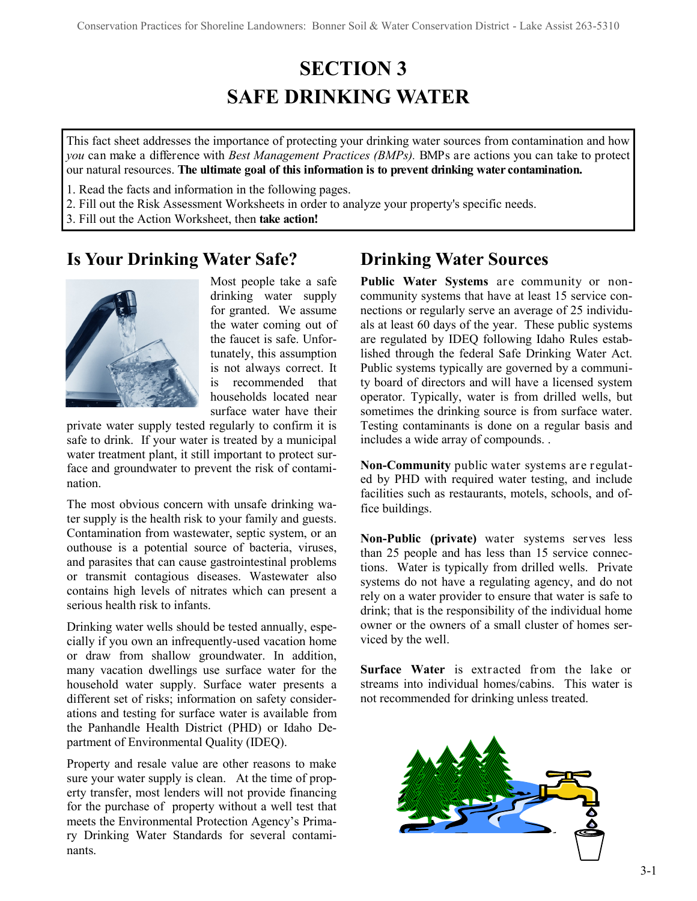# SECTION 3
# SAFE DRINKING WATER

This fact sheet addresses the importance of protecting your drinking water sources from contamination and how *you* can make a difference with *Best Management Practices (BMPs).* BMPs are actions you can take to protect our natural resources. **The ultimate goal of this information is to prevent drinking water contamination.**

1. Read the facts and information in the following pages.
2. Fill out the Risk Assessment Worksheets in order to analyze your property's specific needs.
3. Fill out the Action Worksheet, then **take action!**

## Is Your Drinking Water Safe?

Most people take a safe drinking water supply for granted. We assume the water coming out of the faucet is safe. Unfortunately, this assumption is not always correct. It is recommended that households located near surface water have their private water supply tested regularly to confirm it is safe to drink. If your water is treated by a municipal water treatment plant, it still important to protect surface and groundwater to prevent the risk of contamination.

The most obvious concern with unsafe drinking water supply is the health risk to your family and guests. Contamination from wastewater, septic system, or an outhouse is a potential source of bacteria, viruses, and parasites that can cause gastrointestinal problems or transmit contagious diseases. Wastewater also contains high levels of nitrates which can present a serious health risk to infants.

Drinking water wells should be tested annually, especially if you own an infrequently-used vacation home or draw from shallow groundwater. In addition, many vacation dwellings use surface water for the household water supply. Surface water presents a different set of risks; information on safety considerations and testing for surface water is available from the Panhandle Health District (PHD) or Idaho Department of Environmental Quality (IDEQ).

Property and resale value are other reasons to make sure your water supply is clean. At the time of property transfer, most lenders will not provide financing for the purchase of property without a well test that meets the Environmental Protection Agency's Primary Drinking Water Standards for several contaminants.

## Drinking Water Sources

**Public Water Systems** are community or non-community systems that have at least 15 service connections or regularly serve an average of 25 individuals at least 60 days of the year. These public systems are regulated by IDEQ following Idaho Rules established through the federal Safe Drinking Water Act. Public systems typically are governed by a community board of directors and will have a licensed system operator. Typically, water is from drilled wells, but sometimes the drinking source is from surface water. Testing contaminants is done on a regular basis and includes a wide array of compounds. .

**Non-Community** public water systems are regulated by PHD with required water testing, and include facilities such as restaurants, motels, schools, and office buildings.

**Non-Public (private)** water systems serves less than 25 people and has less than 15 service connections. Water is typically from drilled wells. Private systems do not have a regulating agency, and do not rely on a water provider to ensure that water is safe to drink; that is the responsibility of the individual home owner or the owners of a small cluster of homes serviced by the well.

**Surface Water** is extracted from the lake or streams into individual homes/cabins. This water is not recommended for drinking unless treated.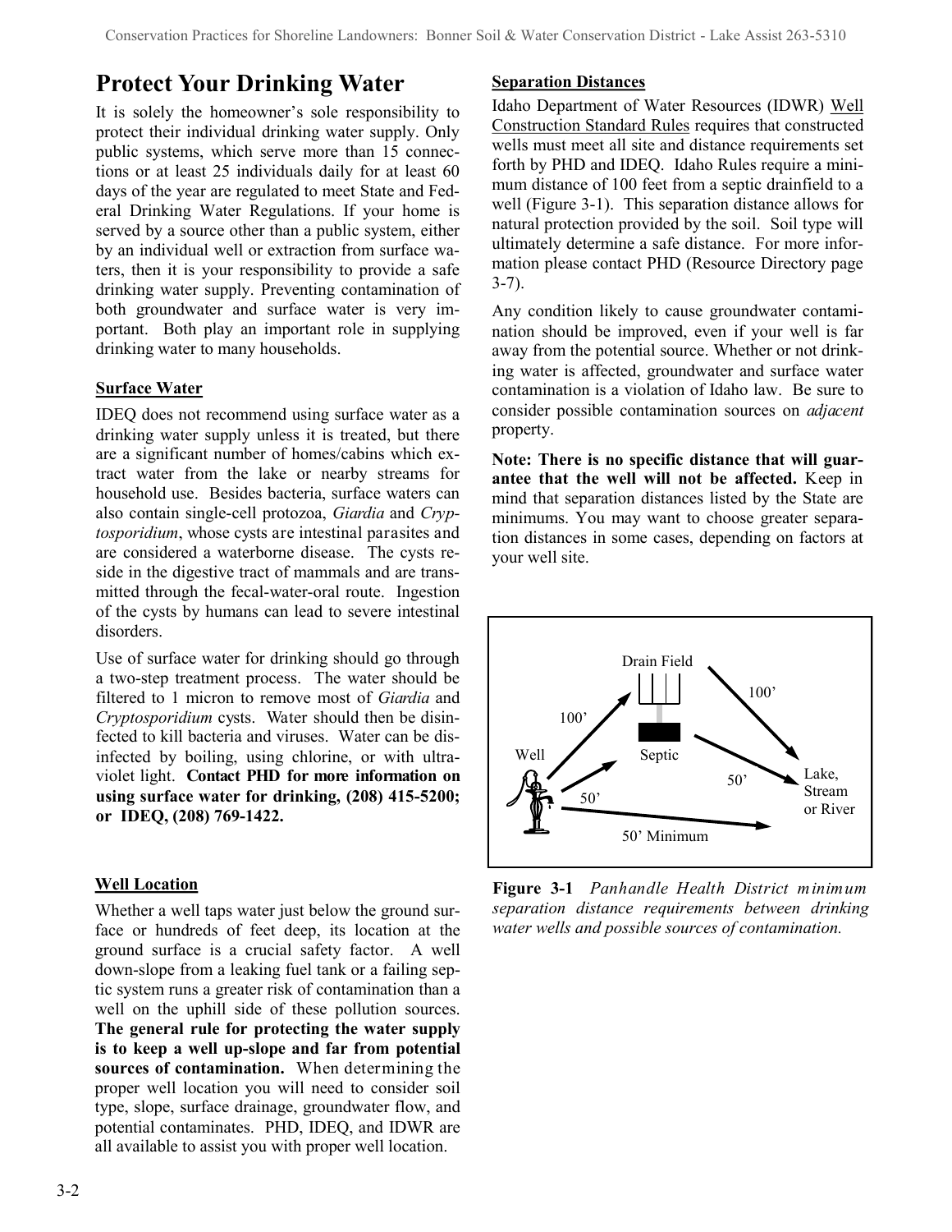# Protect Your Drinking Water

It is solely the homeowner's sole responsibility to protect their individual drinking water supply. Only public systems, which serve more than 15 connections or at least 25 individuals daily for at least 60 days of the year are regulated to meet State and Federal Drinking Water Regulations. If your home is served by a source other than a public system, either by an individual well or extraction from surface waters, then it is your responsibility to provide a safe drinking water supply. Preventing contamination of both groundwater and surface water is very important. Both play an important role in supplying drinking water to many households.

## Surface Water

IDEQ does not recommend using surface water as a drinking water supply unless it is treated, but there are a significant number of homes/cabins which extract water from the lake or nearby streams for household use. Besides bacteria, surface waters can also contain single-cell protozoa, *Giardia* and *Cryptosporidium*, whose cysts are intestinal parasites and are considered a waterborne disease. The cysts reside in the digestive tract of mammals and are transmitted through the fecal-water-oral route. Ingestion of the cysts by humans can lead to severe intestinal disorders.

Use of surface water for drinking should go through a two-step treatment process. The water should be filtered to 1 micron to remove most of *Giardia* and *Cryptosporidium* cysts. Water should then be disinfected to kill bacteria and viruses. Water can be disinfected by boiling, using chlorine, or with ultraviolet light. **Contact PHD for more information on using surface water for drinking, (208) 415-5200; or IDEQ, (208) 769-1422.**

## Well Location

Whether a well taps water just below the ground surface or hundreds of feet deep, its location at the ground surface is a crucial safety factor. A well down-slope from a leaking fuel tank or a failing septic system runs a greater risk of contamination than a well on the uphill side of these pollution sources. **The general rule for protecting the water supply is to keep a well up-slope and far from potential sources of contamination.** When determining the proper well location you will need to consider soil type, slope, surface drainage, groundwater flow, and potential contaminates. PHD, IDEQ, and IDWR are all available to assist you with proper well location.

## Separation Distances

Idaho Department of Water Resources (IDWR) Well Construction Standard Rules requires that constructed wells must meet all site and distance requirements set forth by PHD and IDEQ. Idaho Rules require a minimum distance of 100 feet from a septic drainfield to a well (Figure 3-1). This separation distance allows for natural protection provided by the soil. Soil type will ultimately determine a safe distance. For more information please contact PHD (Resource Directory page 3-7).

Any condition likely to cause groundwater contamination should be improved, even if your well is far away from the potential source. Whether or not drinking water is affected, groundwater and surface water contamination is a violation of Idaho law. Be sure to consider possible contamination sources on *adjacent* property.

**Note: There is no specific distance that will guarantee that the well will not be affected.** Keep in mind that separation distances listed by the State are minimums. You may want to choose greater separation distances in some cases, depending on factors at your well site.

Drain Field — 100' — Well — 100' — Septic — 50' — Lake, Stream or River — 50' — 50' Minimum

**Figure 3-1** *Panhandle Health District minimum separation distance requirements between drinking water wells and possible sources of contamination.*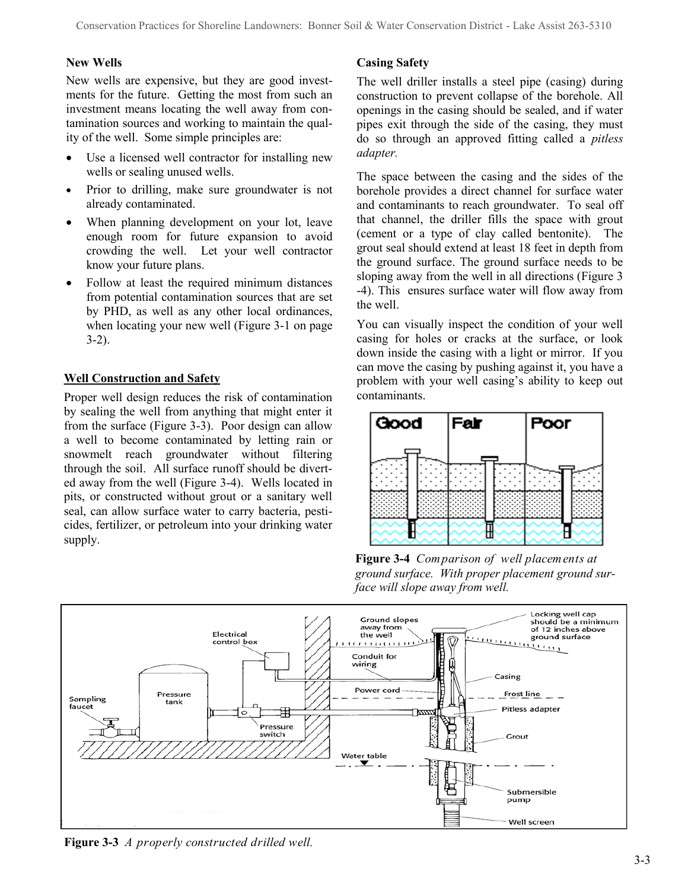**New Wells**

New wells are expensive, but they are good investments for the future. Getting the most from such an investment means locating the well away from contamination sources and working to maintain the quality of the well. Some simple principles are:

- Use a licensed well contractor for installing new wells or sealing unused wells.
- Prior to drilling, make sure groundwater is not already contaminated.
- When planning development on your lot, leave enough room for future expansion to avoid crowding the well. Let your well contractor know your future plans.
- Follow at least the required minimum distances from potential contamination sources that are set by PHD, as well as any other local ordinances, when locating your new well (Figure 3-1 on page 3-2).

**Well Construction and Safety**

Proper well design reduces the risk of contamination by sealing the well from anything that might enter it from the surface (Figure 3-3). Poor design can allow a well to become contaminated by letting rain or snowmelt reach groundwater without filtering through the soil. All surface runoff should be diverted away from the well (Figure 3-4). Wells located in pits, or constructed without grout or a sanitary well seal, can allow surface water to carry bacteria, pesticides, fertilizer, or petroleum into your drinking water supply.

**Casing Safety**

The well driller installs a steel pipe (casing) during construction to prevent collapse of the borehole. All openings in the casing should be sealed, and if water pipes exit through the side of the casing, they must do so through an approved fitting called a *pitless adapter.*

The space between the casing and the sides of the borehole provides a direct channel for surface water and contaminants to reach groundwater. To seal off that channel, the driller fills the space with grout (cement or a type of clay called bentonite). The grout seal should extend at least 18 feet in depth from the ground surface. The ground surface needs to be sloping away from the well in all directions (Figure 3-4). This ensures surface water will flow away from the well.

You can visually inspect the condition of your well casing for holes or cracks at the surface, or look down inside the casing with a light or mirror. If you can move the casing by pushing against it, you have a problem with your well casing's ability to keep out contaminants.

**Figure 3-4** *Comparison of well placements at ground surface. With proper placement ground surface will slope away from well.*

**Figure 3-3** *A properly constructed drilled well.*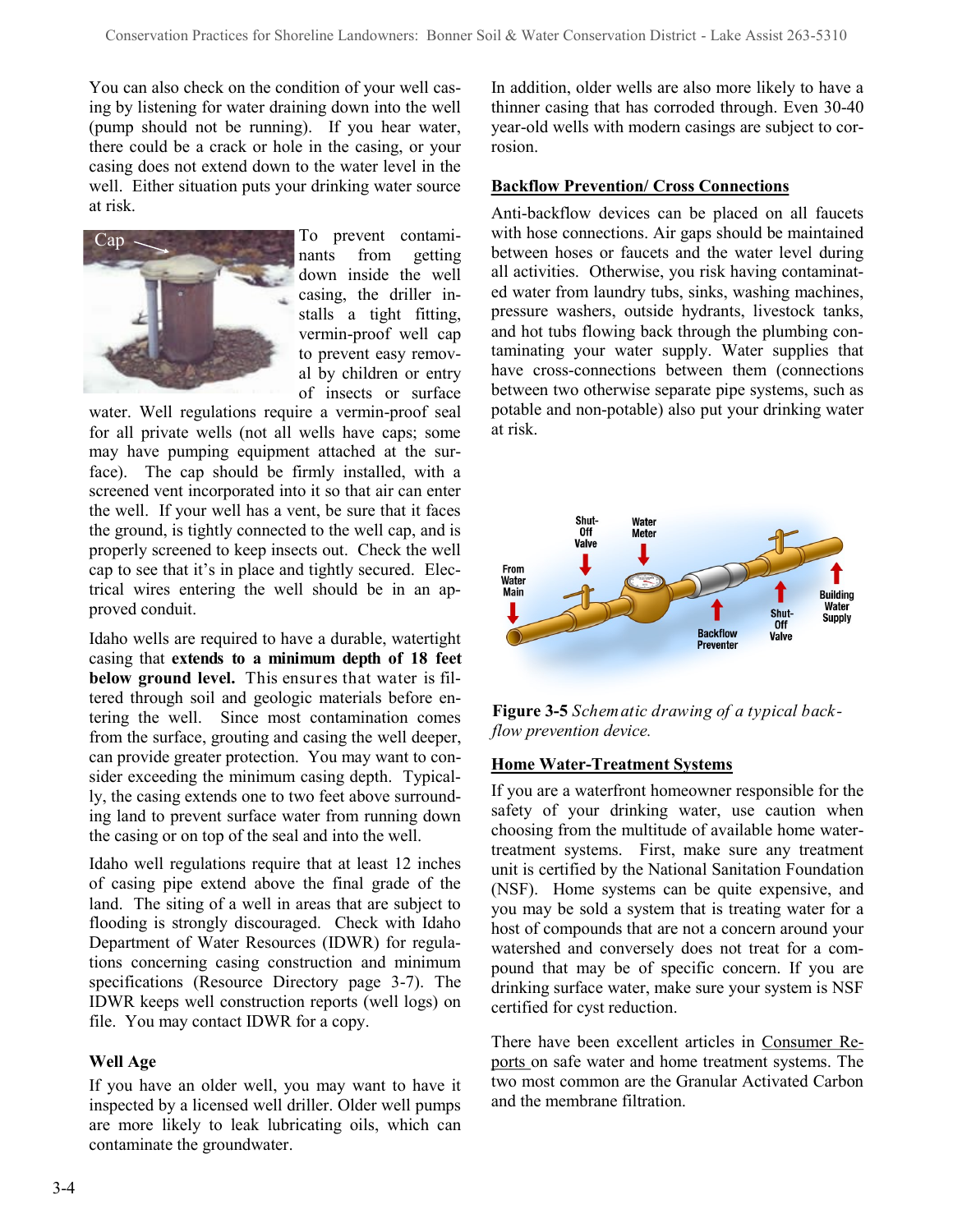You can also check on the condition of your well casing by listening for water draining down into the well (pump should not be running). If you hear water, there could be a crack or hole in the casing, or your casing does not extend down to the water level in the well. Either situation puts your drinking water source at risk.

To prevent contaminants from getting down inside the well casing, the driller installs a tight fitting, vermin-proof well cap to prevent easy removal by children or entry of insects or surface water. Well regulations require a vermin-proof seal for all private wells (not all wells have caps; some may have pumping equipment attached at the surface). The cap should be firmly installed, with a screened vent incorporated into it so that air can enter the well. If your well has a vent, be sure that it faces the ground, is tightly connected to the well cap, and is properly screened to keep insects out. Check the well cap to see that it's in place and tightly secured. Electrical wires entering the well should be in an approved conduit.

Idaho wells are required to have a durable, watertight casing that **extends to a minimum depth of 18 feet below ground level.** This ensures that water is filtered through soil and geologic materials before entering the well. Since most contamination comes from the surface, grouting and casing the well deeper, can provide greater protection. You may want to consider exceeding the minimum casing depth. Typically, the casing extends one to two feet above surrounding land to prevent surface water from running down the casing or on top of the seal and into the well.

Idaho well regulations require that at least 12 inches of casing pipe extend above the final grade of the land. The siting of a well in areas that are subject to flooding is strongly discouraged. Check with Idaho Department of Water Resources (IDWR) for regulations concerning casing construction and minimum specifications (Resource Directory page 3-7). The IDWR keeps well construction reports (well logs) on file. You may contact IDWR for a copy.

### Well Age

If you have an older well, you may want to have it inspected by a licensed well driller. Older well pumps are more likely to leak lubricating oils, which can contaminate the groundwater.

In addition, older wells are also more likely to have a thinner casing that has corroded through. Even 30-40 year-old wells with modern casings are subject to corrosion.

### Backflow Prevention/ Cross Connections

Anti-backflow devices can be placed on all faucets with hose connections. Air gaps should be maintained between hoses or faucets and the water level during all activities. Otherwise, you risk having contaminated water from laundry tubs, sinks, washing machines, pressure washers, outside hydrants, livestock tanks, and hot tubs flowing back through the plumbing contaminating your water supply. Water supplies that have cross-connections between them (connections between two otherwise separate pipe systems, such as potable and non-potable) also put your drinking water at risk.

**Figure 3-5** *Schematic drawing of a typical backflow prevention device.*

### Home Water-Treatment Systems

If you are a waterfront homeowner responsible for the safety of your drinking water, use caution when choosing from the multitude of available home water-treatment systems. First, make sure any treatment unit is certified by the National Sanitation Foundation (NSF). Home systems can be quite expensive, and you may be sold a system that is treating water for a host of compounds that are not a concern around your watershed and conversely does not treat for a compound that may be of specific concern. If you are drinking surface water, make sure your system is NSF certified for cyst reduction.

There have been excellent articles in Consumer Reports on safe water and home treatment systems. The two most common are the Granular Activated Carbon and the membrane filtration.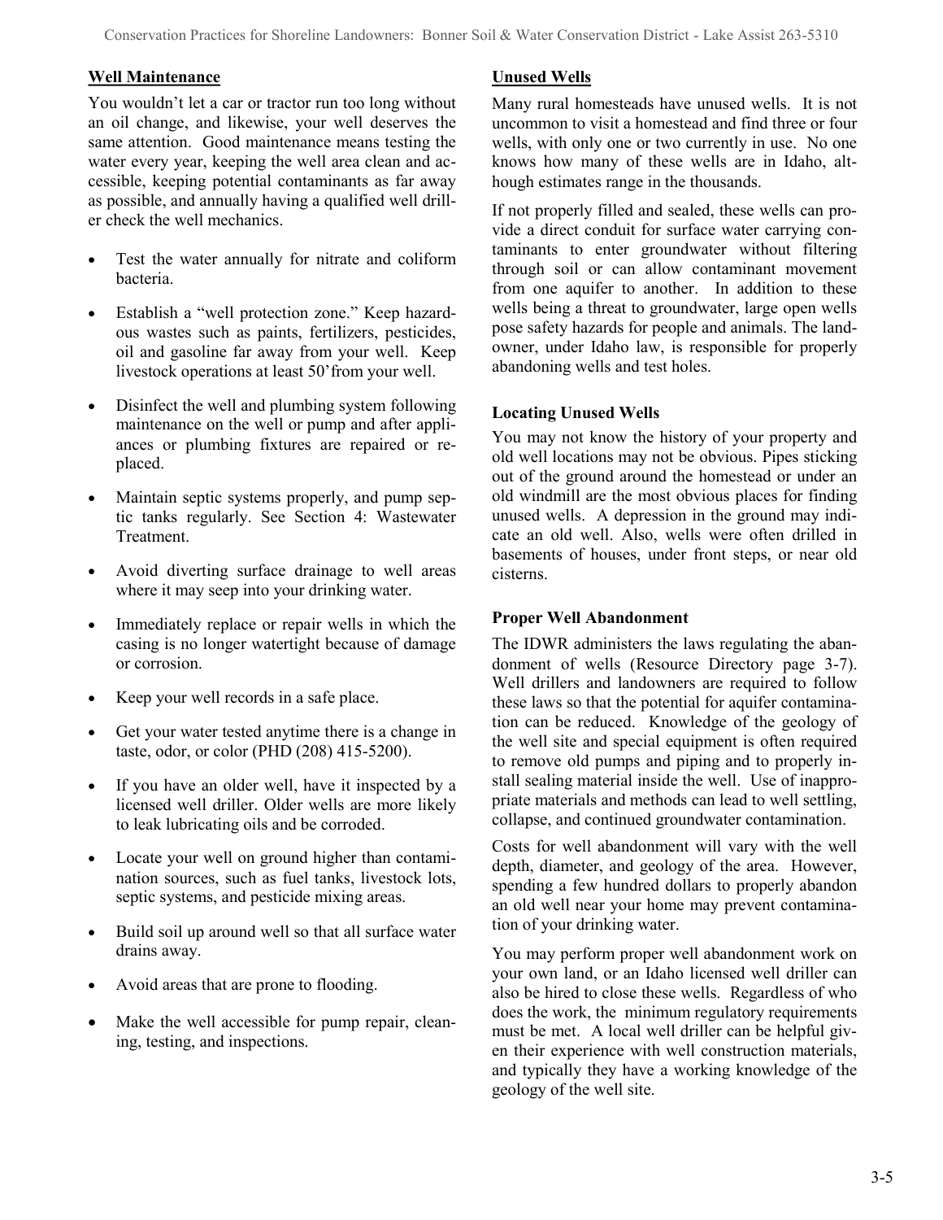## Well Maintenance

You wouldn't let a car or tractor run too long without an oil change, and likewise, your well deserves the same attention. Good maintenance means testing the water every year, keeping the well area clean and accessible, keeping potential contaminants as far away as possible, and annually having a qualified well driller check the well mechanics.

- Test the water annually for nitrate and coliform bacteria.
- Establish a "well protection zone." Keep hazardous wastes such as paints, fertilizers, pesticides, oil and gasoline far away from your well. Keep livestock operations at least 50' from your well.
- Disinfect the well and plumbing system following maintenance on the well or pump and after appliances or plumbing fixtures are repaired or replaced.
- Maintain septic systems properly, and pump septic tanks regularly. See Section 4: Wastewater Treatment.
- Avoid diverting surface drainage to well areas where it may seep into your drinking water.
- Immediately replace or repair wells in which the casing is no longer watertight because of damage or corrosion.
- Keep your well records in a safe place.
- Get your water tested anytime there is a change in taste, odor, or color (PHD (208) 415-5200).
- If you have an older well, have it inspected by a licensed well driller. Older wells are more likely to leak lubricating oils and be corroded.
- Locate your well on ground higher than contamination sources, such as fuel tanks, livestock lots, septic systems, and pesticide mixing areas.
- Build soil up around well so that all surface water drains away.
- Avoid areas that are prone to flooding.
- Make the well accessible for pump repair, cleaning, testing, and inspections.

## Unused Wells

Many rural homesteads have unused wells. It is not uncommon to visit a homestead and find three or four wells, with only one or two currently in use. No one knows how many of these wells are in Idaho, although estimates range in the thousands.

If not properly filled and sealed, these wells can provide a direct conduit for surface water carrying contaminants to enter groundwater without filtering through soil or can allow contaminant movement from one aquifer to another. In addition to these wells being a threat to groundwater, large open wells pose safety hazards for people and animals. The landowner, under Idaho law, is responsible for properly abandoning wells and test holes.

### Locating Unused Wells

You may not know the history of your property and old well locations may not be obvious. Pipes sticking out of the ground around the homestead or under an old windmill are the most obvious places for finding unused wells. A depression in the ground may indicate an old well. Also, wells were often drilled in basements of houses, under front steps, or near old cisterns.

### Proper Well Abandonment

The IDWR administers the laws regulating the abandonment of wells (Resource Directory page 3-7). Well drillers and landowners are required to follow these laws so that the potential for aquifer contamination can be reduced. Knowledge of the geology of the well site and special equipment is often required to remove old pumps and piping and to properly install sealing material inside the well. Use of inappropriate materials and methods can lead to well settling, collapse, and continued groundwater contamination.

Costs for well abandonment will vary with the well depth, diameter, and geology of the area. However, spending a few hundred dollars to properly abandon an old well near your home may prevent contamination of your drinking water.

You may perform proper well abandonment work on your own land, or an Idaho licensed well driller can also be hired to close these wells. Regardless of who does the work, the minimum regulatory requirements must be met. A local well driller can be helpful given their experience with well construction materials, and typically they have a working knowledge of the geology of the well site.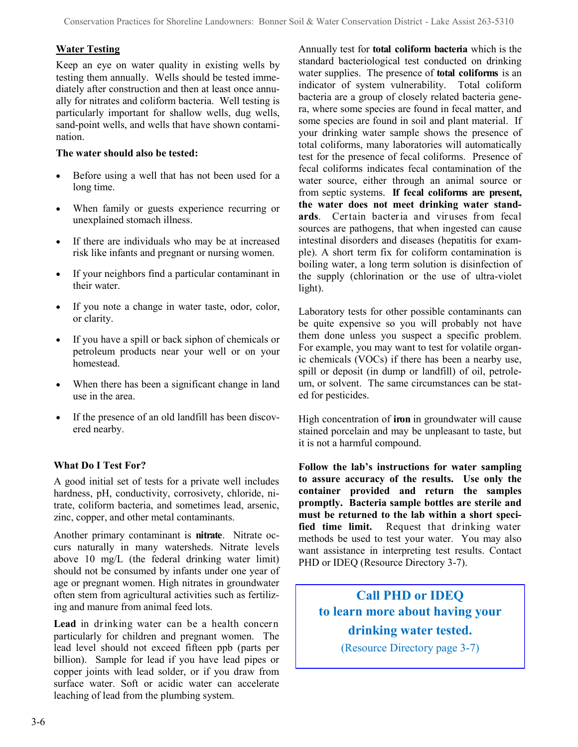## Water Testing

Keep an eye on water quality in existing wells by testing them annually. Wells should be tested immediately after construction and then at least once annually for nitrates and coliform bacteria. Well testing is particularly important for shallow wells, dug wells, sand-point wells, and wells that have shown contamination.

**The water should also be tested:**

- Before using a well that has not been used for a long time.
- When family or guests experience recurring or unexplained stomach illness.
- If there are individuals who may be at increased risk like infants and pregnant or nursing women.
- If your neighbors find a particular contaminant in their water.
- If you note a change in water taste, odor, color, or clarity.
- If you have a spill or back siphon of chemicals or petroleum products near your well or on your homestead.
- When there has been a significant change in land use in the area.
- If the presence of an old landfill has been discovered nearby.

### What Do I Test For?

A good initial set of tests for a private well includes hardness, pH, conductivity, corrosivety, chloride, nitrate, coliform bacteria, and sometimes lead, arsenic, zinc, copper, and other metal contaminants.

Another primary contaminant is **nitrate**. Nitrate occurs naturally in many watersheds. Nitrate levels above 10 mg/L (the federal drinking water limit) should not be consumed by infants under one year of age or pregnant women. High nitrates in groundwater often stem from agricultural activities such as fertilizing and manure from animal feed lots.

**Lead** in drinking water can be a health concern particularly for children and pregnant women. The lead level should not exceed fifteen ppb (parts per billion). Sample for lead if you have lead pipes or copper joints with lead solder, or if you draw from surface water. Soft or acidic water can accelerate leaching of lead from the plumbing system.

Annually test for **total coliform bacteria** which is the standard bacteriological test conducted on drinking water supplies. The presence of **total coliforms** is an indicator of system vulnerability. Total coliform bacteria are a group of closely related bacteria genera, where some species are found in fecal matter, and some species are found in soil and plant material. If your drinking water sample shows the presence of total coliforms, many laboratories will automatically test for the presence of fecal coliforms. Presence of fecal coliforms indicates fecal contamination of the water source, either through an animal source or from septic systems. **If fecal coliforms are present, the water does not meet drinking water standards**. Certain bacteria and viruses from fecal sources are pathogens, that when ingested can cause intestinal disorders and diseases (hepatitis for example). A short term fix for coliform contamination is boiling water, a long term solution is disinfection of the supply (chlorination or the use of ultra-violet light).

Laboratory tests for other possible contaminants can be quite expensive so you will probably not have them done unless you suspect a specific problem. For example, you may want to test for volatile organic chemicals (VOCs) if there has been a nearby use, spill or deposit (in dump or landfill) of oil, petroleum, or solvent. The same circumstances can be stated for pesticides.

High concentration of **iron** in groundwater will cause stained porcelain and may be unpleasant to taste, but it is not a harmful compound.

**Follow the lab's instructions for water sampling to assure accuracy of the results. Use only the container provided and return the samples promptly. Bacteria sample bottles are sterile and must be returned to the lab within a short specified time limit.** Request that drinking water methods be used to test your water. You may also want assistance in interpreting test results. Contact PHD or IDEQ (Resource Directory 3-7).

**Call PHD or IDEQ to learn more about having your drinking water tested.**
(Resource Directory page 3-7)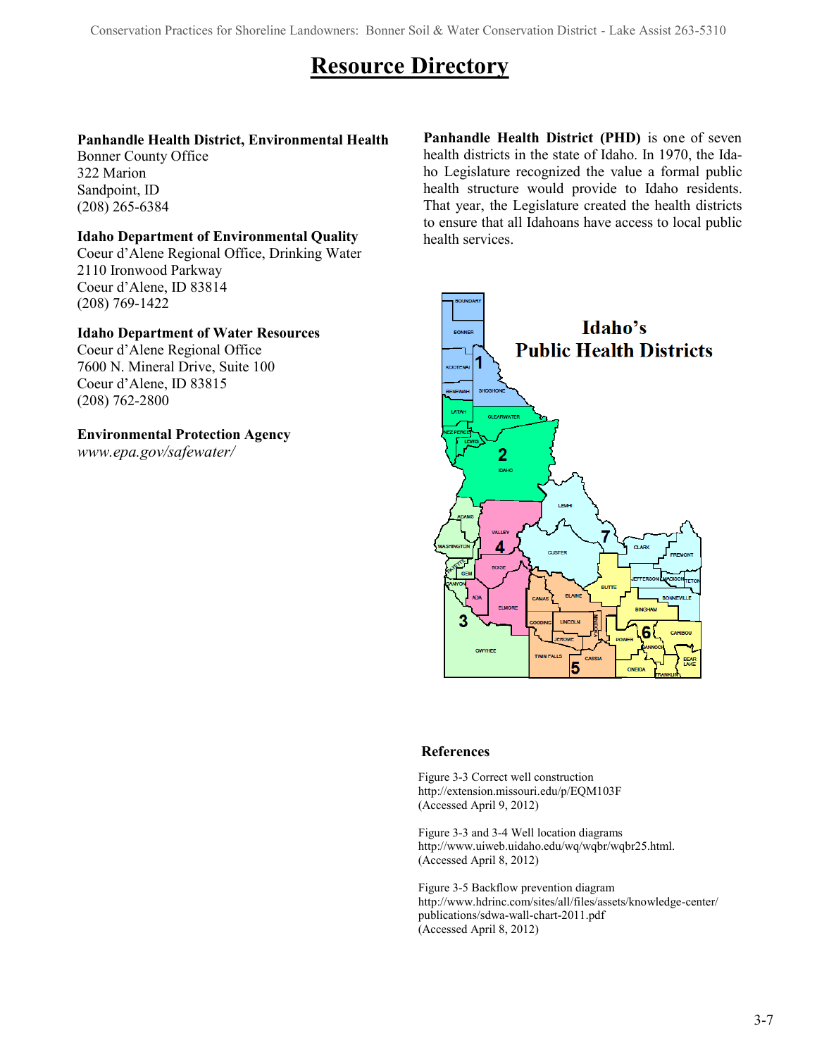# Resource Directory

**Panhandle Health District, Environmental Health**
Bonner County Office
322 Marion
Sandpoint, ID
(208) 265-6384

**Idaho Department of Environmental Quality**
Coeur d'Alene Regional Office, Drinking Water
2110 Ironwood Parkway
Coeur d'Alene, ID 83814
(208) 769-1422

**Idaho Department of Water Resources**
Coeur d'Alene Regional Office
7600 N. Mineral Drive, Suite 100
Coeur d'Alene, ID 83815
(208) 762-2800

**Environmental Protection Agency**
*www.epa.gov/safewater/*

**Panhandle Health District (PHD)** is one of seven health districts in the state of Idaho. In 1970, the Idaho Legislature recognized the value a formal public health structure would provide to Idaho residents. That year, the Legislature created the health districts to ensure that all Idahoans have access to local public health services.

**Idaho's Public Health Districts**

### References

Figure 3-3 Correct well construction
http://extension.missouri.edu/p/EQM103F
(Accessed April 9, 2012)

Figure 3-3 and 3-4 Well location diagrams
http://www.uiweb.uidaho.edu/wq/wqbr/wqbr25.html.
(Accessed April 8, 2012)

Figure 3-5 Backflow prevention diagram
http://www.hdrinc.com/sites/all/files/assets/knowledge-center/publications/sdwa-wall-chart-2011.pdf
(Accessed April 8, 2012)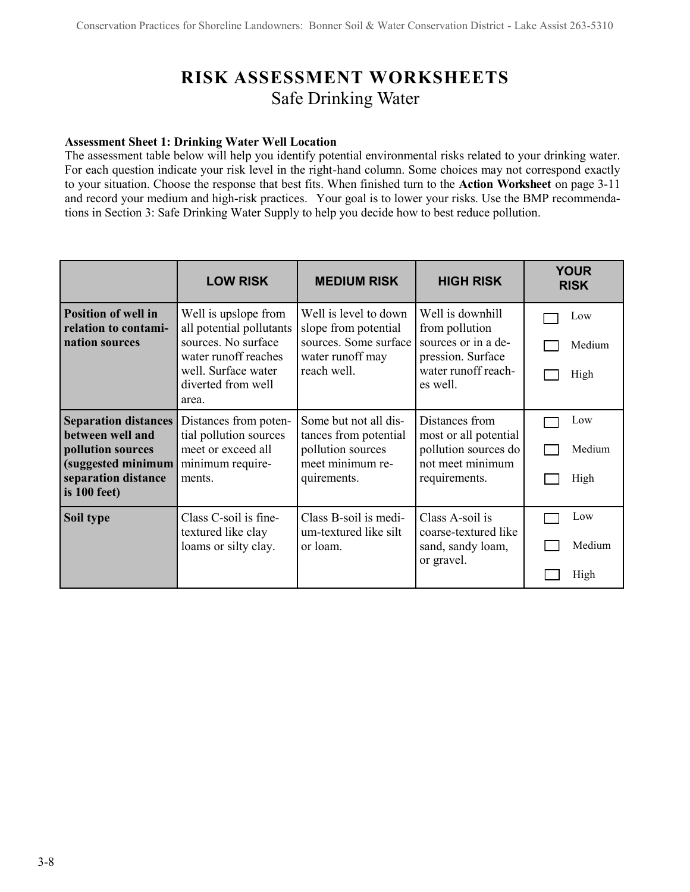# RISK ASSESSMENT WORKSHEETS

## Safe Drinking Water

**Assessment Sheet 1: Drinking Water Well Location**

The assessment table below will help you identify potential environmental risks related to your drinking water. For each question indicate your risk level in the right-hand column. Some choices may not correspond exactly to your situation. Choose the response that best fits. When finished turn to the **Action Worksheet** on page 3-11 and record your medium and high-risk practices. Your goal is to lower your risks. Use the BMP recommendations in Section 3: Safe Drinking Water Supply to help you decide how to best reduce pollution.

| | LOW RISK | MEDIUM RISK | HIGH RISK | YOUR RISK |
|---|---|---|---|---|
| **Position of well in relation to contamination sources** | Well is upslope from all potential pollutants sources. No surface water runoff reaches well. Surface water diverted from well area. | Well is level to down slope from potential sources. Some surface water runoff may reach well. | Well is downhill from pollution sources or in a depression. Surface water runoff reaches well. | ☐ Low ☐ Medium ☐ High |
| **Separation distances between well and pollution sources (suggested minimum separation distance is 100 feet)** | Distances from potential pollution sources meet or exceed all minimum requirements. | Some but not all distances from potential pollution sources meet minimum requirements. | Distances from most or all potential pollution sources do not meet minimum requirements. | ☐ Low ☐ Medium ☐ High |
| **Soil type** | Class C-soil is fine-textured like clay loams or silty clay. | Class B-soil is medium-textured like silt or loam. | Class A-soil is coarse-textured like sand, sandy loam, or gravel. | ☐ Low ☐ Medium ☐ High |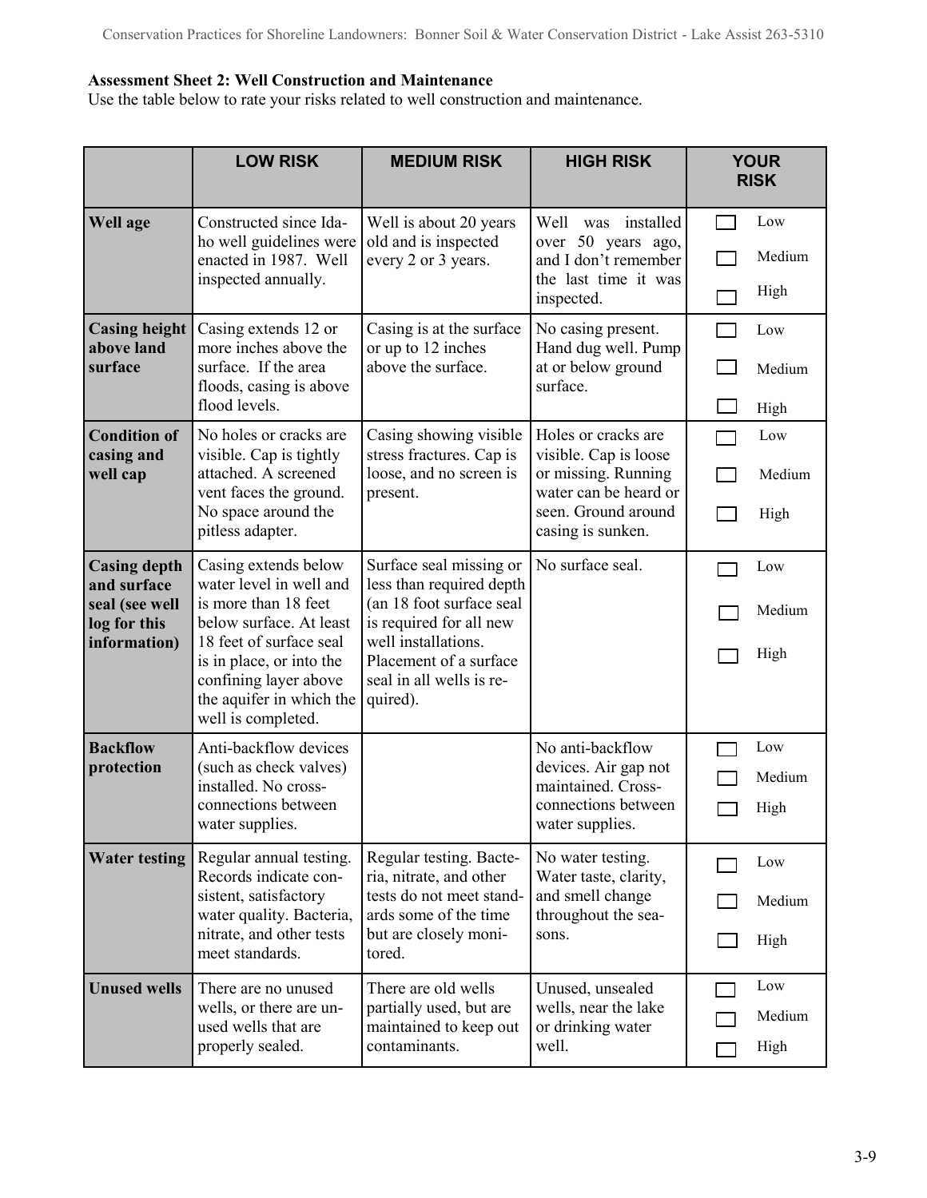**Assessment Sheet 2: Well Construction and Maintenance**

Use the table below to rate your risks related to well construction and maintenance.

| | LOW RISK | MEDIUM RISK | HIGH RISK | YOUR RISK |
|---|---|---|---|---|
| **Well age** | Constructed since Idaho well guidelines were enacted in 1987. Well inspected annually. | Well is about 20 years old and is inspected every 2 or 3 years. | Well was installed over 50 years ago, and I don't remember the last time it was inspected. | ☐ Low ☐ Medium ☐ High |
| **Casing height above land surface** | Casing extends 12 or more inches above the surface. If the area floods, casing is above flood levels. | Casing is at the surface or up to 12 inches above the surface. | No casing present. Hand dug well. Pump at or below ground surface. | ☐ Low ☐ Medium ☐ High |
| **Condition of casing and well cap** | No holes or cracks are visible. Cap is tightly attached. A screened vent faces the ground. No space around the pitless adapter. | Casing showing visible stress fractures. Cap is loose, and no screen is present. | Holes or cracks are visible. Cap is loose or missing. Running water can be heard or seen. Ground around casing is sunken. | ☐ Low ☐ Medium ☐ High |
| **Casing depth and surface seal (see well log for this information)** | Casing extends below water level in well and is more than 18 feet below surface. At least 18 feet of surface seal is in place, or into the confining layer above the aquifer in which the well is completed. | Surface seal missing or less than required depth (an 18 foot surface seal is required for all new well installations. Placement of a surface seal in all wells is required). | No surface seal. | ☐ Low ☐ Medium ☐ High |
| **Backflow protection** | Anti-backflow devices (such as check valves) installed. No cross-connections between water supplies. | | No anti-backflow devices. Air gap not maintained. Cross-connections between water supplies. | ☐ Low ☐ Medium ☐ High |
| **Water testing** | Regular annual testing. Records indicate consistent, satisfactory water quality. Bacteria, nitrate, and other tests meet standards. | Regular testing. Bacteria, nitrate, and other tests do not meet standards some of the time but are closely monitored. | No water testing. Water taste, clarity, and smell change throughout the seasons. | ☐ Low ☐ Medium ☐ High |
| **Unused wells** | There are no unused wells, or there are unused wells that are properly sealed. | There are old wells partially used, but are maintained to keep out contaminants. | Unused, unsealed wells, near the lake or drinking water well. | ☐ Low ☐ Medium ☐ High |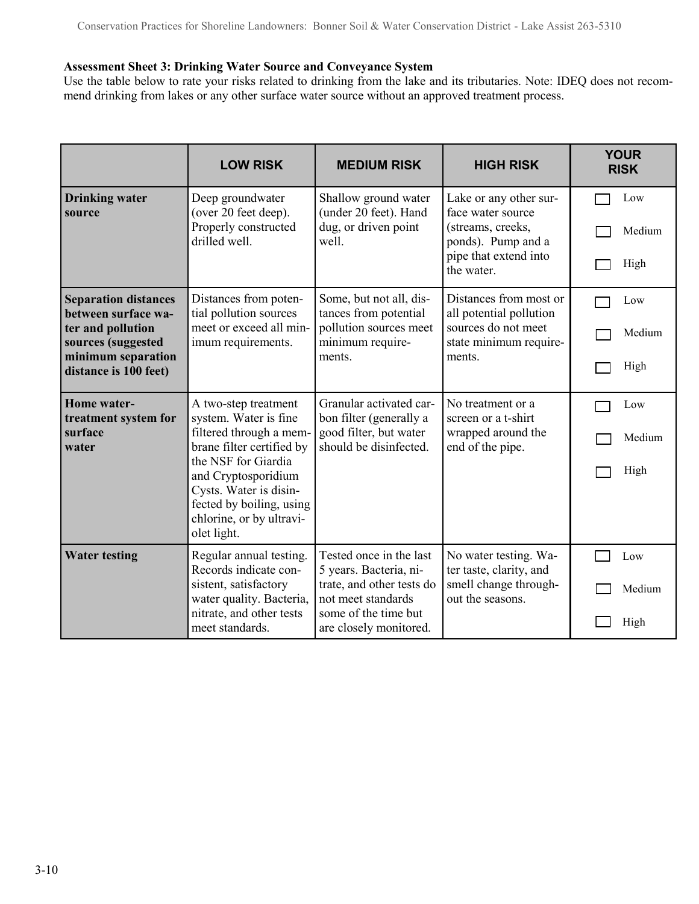**Assessment Sheet 3: Drinking Water Source and Conveyance System**

Use the table below to rate your risks related to drinking from the lake and its tributaries. Note: IDEQ does not recommend drinking from lakes or any other surface water source without an approved treatment process.

| | LOW RISK | MEDIUM RISK | HIGH RISK | YOUR RISK |
|---|---|---|---|---|
| **Drinking water source** | Deep groundwater (over 20 feet deep). Properly constructed drilled well. | Shallow ground water (under 20 feet). Hand dug, or driven point well. | Lake or any other surface water source (streams, creeks, ponds). Pump and a pipe that extend into the water. | ☐ Low<br>☐ Medium<br>☐ High |
| **Separation distances between surface water and pollution sources (suggested minimum separation distance is 100 feet)** | Distances from potential pollution sources meet or exceed all minimum requirements. | Some, but not all, distances from potential pollution sources meet minimum requirements. | Distances from most or all potential pollution sources do not meet state minimum requirements. | ☐ Low<br>☐ Medium<br>☐ High |
| **Home water-treatment system for surface water** | A two-step treatment system. Water is fine filtered through a membrane filter certified by the NSF for Giardia and Cryptosporidium Cysts. Water is disinfected by boiling, using chlorine, or by ultraviolet light. | Granular activated carbon filter (generally a good filter, but water should be disinfected. | No treatment or a screen or a t-shirt wrapped around the end of the pipe. | ☐ Low<br>☐ Medium<br>☐ High |
| **Water testing** | Regular annual testing. Records indicate consistent, satisfactory water quality. Bacteria, nitrate, and other tests meet standards. | Tested once in the last 5 years. Bacteria, nitrate, and other tests do not meet standards some of the time but are closely monitored. | No water testing. Water taste, clarity, and smell change throughout the seasons. | ☐ Low<br>☐ Medium<br>☐ High |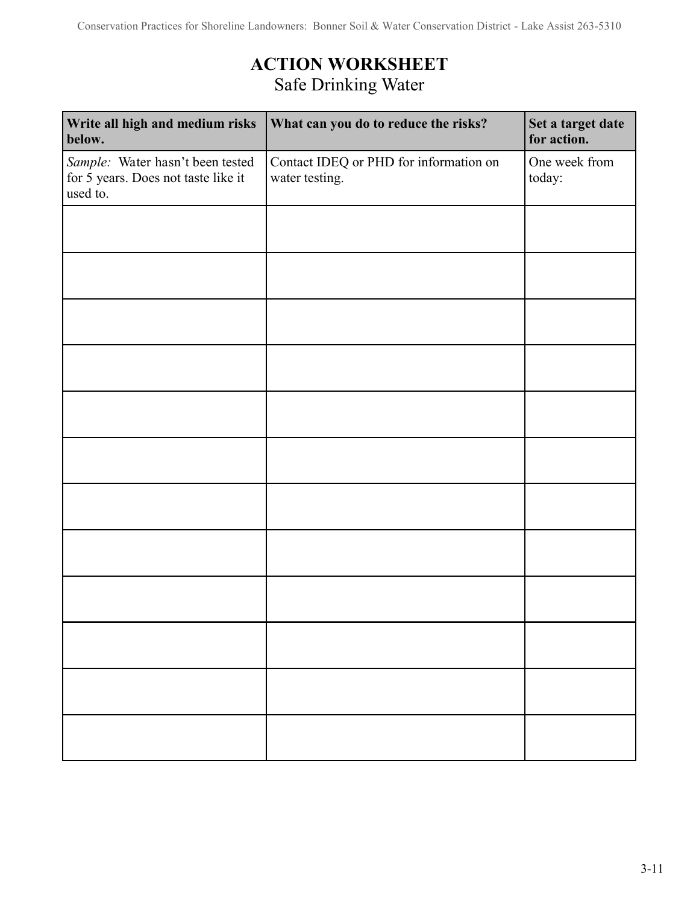# ACTION WORKSHEET

## Safe Drinking Water

| Write all high and medium risks below. | What can you do to reduce the risks? | Set a target date for action. |
| --- | --- | --- |
| *Sample:* Water hasn't been tested for 5 years. Does not taste like it used to. | Contact IDEQ or PHD for information on water testing. | One week from today: |
| | | |
| | | |
| | | |
| | | |
| | | |
| | | |
| | | |
| | | |
| | | |
| | | |
| | | |
| | | |